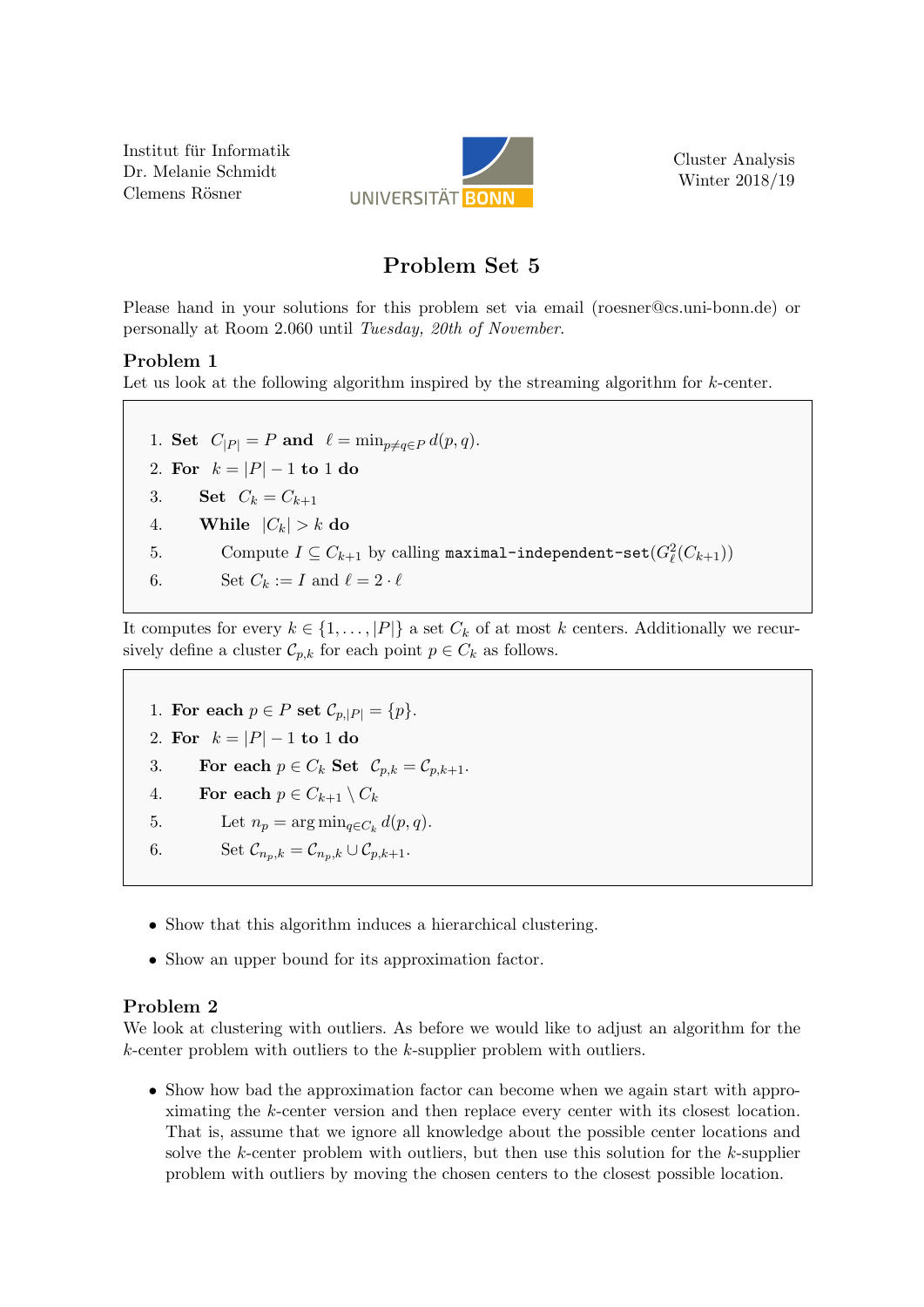Institut für Informatik
Dr. Melanie Schmidt
Clemens Rösner

Cluster Analysis
Winter 2018/19

# Problem Set 5

Please hand in your solutions for this problem set via email (roesner@cs.uni-bonn.de) or personally at Room 2.060 until *Tuesday, 20th of November*.

### Problem 1

Let us look at the following algorithm inspired by the streaming algorithm for $k$-center.

1. **Set** $C_{|P|} = P$ **and** $\ell = \min_{p \neq q \in P} d(p, q)$.
2. **For** $k = |P| - 1$ **to** 1 **do**
3. **Set** $C_k = C_{k+1}$
4. **While** $|C_k| > k$ **do**
5. Compute $I \subseteq C_{k+1}$ by calling `maximal-independent-set`$(G^2_\ell(C_{k+1}))$
6. Set $C_k := I$ and $\ell = 2 \cdot \ell$

It computes for every $k \in \{1, \ldots, |P|\}$ a set $C_k$ of at most $k$ centers. Additionally we recursively define a cluster $\mathcal{C}_{p,k}$ for each point $p \in C_k$ as follows.

1. **For each** $p \in P$ **set** $\mathcal{C}_{p,|P|} = \{p\}$.
2. **For** $k = |P| - 1$ **to** 1 **do**
3. **For each** $p \in C_k$ **Set** $\mathcal{C}_{p,k} = \mathcal{C}_{p,k+1}$.
4. **For each** $p \in C_{k+1} \setminus C_k$
5. Let $n_p = \arg\min_{q \in C_k} d(p, q)$.
6. Set $\mathcal{C}_{n_p,k} = \mathcal{C}_{n_p,k} \cup \mathcal{C}_{p,k+1}$.

- Show that this algorithm induces a hierarchical clustering.
- Show an upper bound for its approximation factor.

### Problem 2

We look at clustering with outliers. As before we would like to adjust an algorithm for the $k$-center problem with outliers to the $k$-supplier problem with outliers.

- Show how bad the approximation factor can become when we again start with approximating the $k$-center version and then replace every center with its closest location. That is, assume that we ignore all knowledge about the possible center locations and solve the $k$-center problem with outliers, but then use this solution for the $k$-supplier problem with outliers by moving the chosen centers to the closest possible location.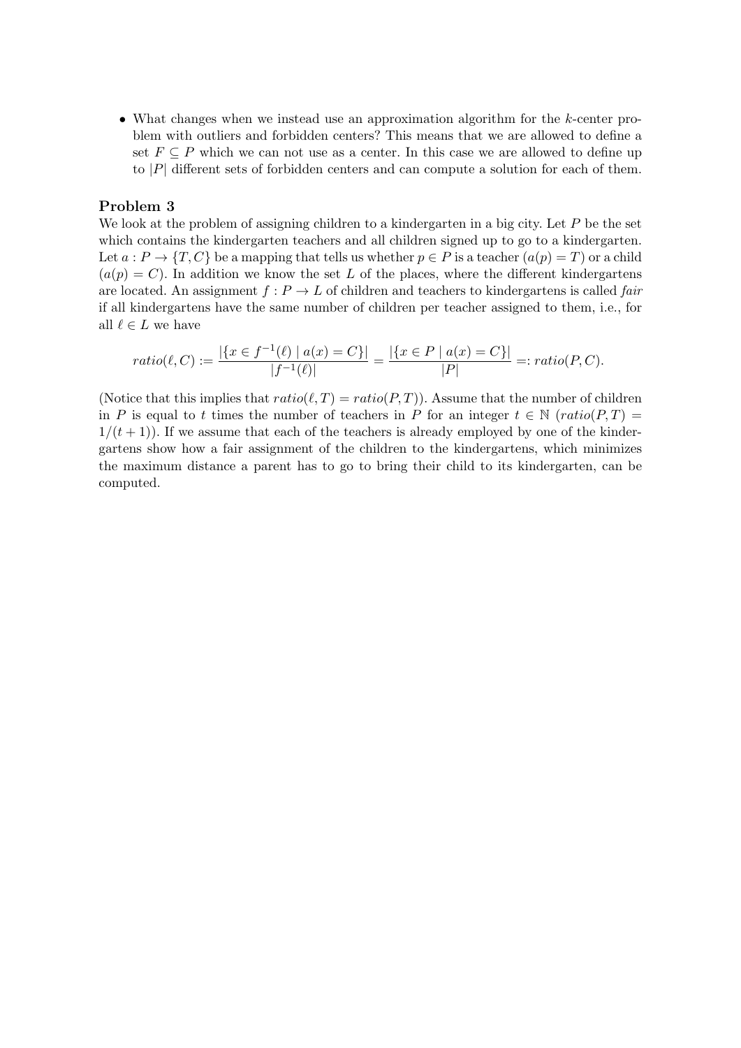- What changes when we instead use an approximation algorithm for the $k$-center problem with outliers and forbidden centers? This means that we are allowed to define a set $F \subseteq P$ which we can not use as a center. In this case we are allowed to define up to $|P|$ different sets of forbidden centers and can compute a solution for each of them.

### Problem 3

We look at the problem of assigning children to a kindergarten in a big city. Let $P$ be the set which contains the kindergarten teachers and all children signed up to go to a kindergarten. Let $a : P \to \{T, C\}$ be a mapping that tells us whether $p \in P$ is a teacher ($a(p) = T$) or a child ($a(p) = C$). In addition we know the set $L$ of the places, where the different kindergartens are located. An assignment $f : P \to L$ of children and teachers to kindergartens is called *fair* if all kindergartens have the same number of children per teacher assigned to them, i.e., for all $\ell \in L$ we have

$$ratio(\ell, C) := \frac{|\{x \in f^{-1}(\ell) \mid a(x) = C\}|}{|f^{-1}(\ell)|} = \frac{|\{x \in P \mid a(x) = C\}|}{|P|} =: ratio(P, C).$$

(Notice that this implies that $ratio(\ell, T) = ratio(P, T)$). Assume that the number of children in $P$ is equal to $t$ times the number of teachers in $P$ for an integer $t \in \mathbb{N}$ ($ratio(P, T) = 1/(t + 1)$). If we assume that each of the teachers is already employed by one of the kindergartens show how a fair assignment of the children to the kindergartens, which minimizes the maximum distance a parent has to go to bring their child to its kindergarten, can be computed.